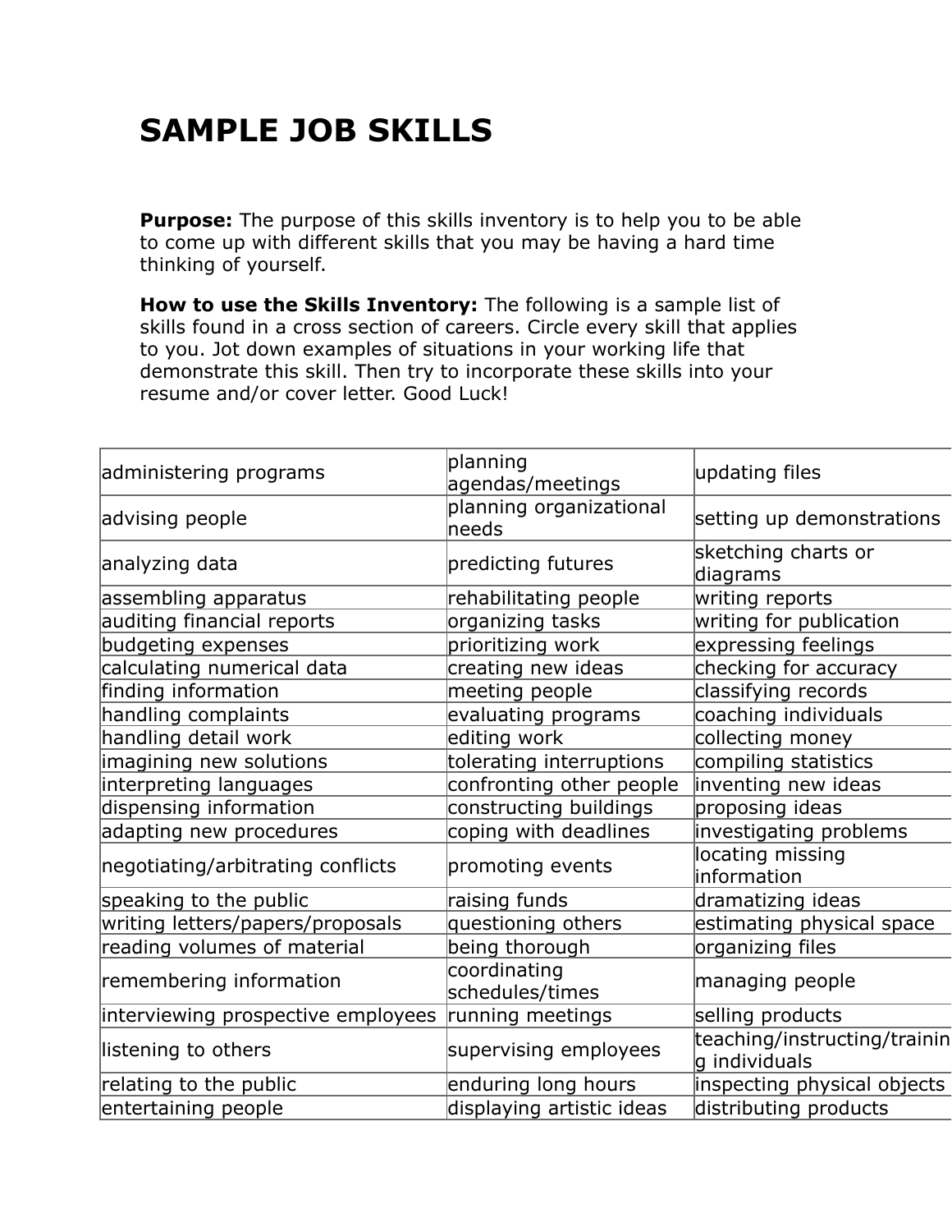# SAMPLE JOB SKILLS

**Purpose:** The purpose of this skills inventory is to help you to be able to come up with different skills that you may be having a hard time thinking of yourself.

**How to use the Skills Inventory:** The following is a sample list of skills found in a cross section of careers. Circle every skill that applies to you. Jot down examples of situations in your working life that demonstrate this skill. Then try to incorporate these skills into your resume and/or cover letter. Good Luck!

| | | |
|---|---|---|
| administering programs | planning agendas/meetings | updating files |
| advising people | planning organizational needs | setting up demonstrations |
| analyzing data | predicting futures | sketching charts or diagrams |
| assembling apparatus | rehabilitating people | writing reports |
| auditing financial reports | organizing tasks | writing for publication |
| budgeting expenses | prioritizing work | expressing feelings |
| calculating numerical data | creating new ideas | checking for accuracy |
| finding information | meeting people | classifying records |
| handling complaints | evaluating programs | coaching individuals |
| handling detail work | editing work | collecting money |
| imagining new solutions | tolerating interruptions | compiling statistics |
| interpreting languages | confronting other people | inventing new ideas |
| dispensing information | constructing buildings | proposing ideas |
| adapting new procedures | coping with deadlines | investigating problems |
| negotiating/arbitrating conflicts | promoting events | locating missing information |
| speaking to the public | raising funds | dramatizing ideas |
| writing letters/papers/proposals | questioning others | estimating physical space |
| reading volumes of material | being thorough | organizing files |
| remembering information | coordinating schedules/times | managing people |
| interviewing prospective employees | running meetings | selling products |
| listening to others | supervising employees | teaching/instructing/training individuals |
| relating to the public | enduring long hours | inspecting physical objects |
| entertaining people | displaying artistic ideas | distributing products |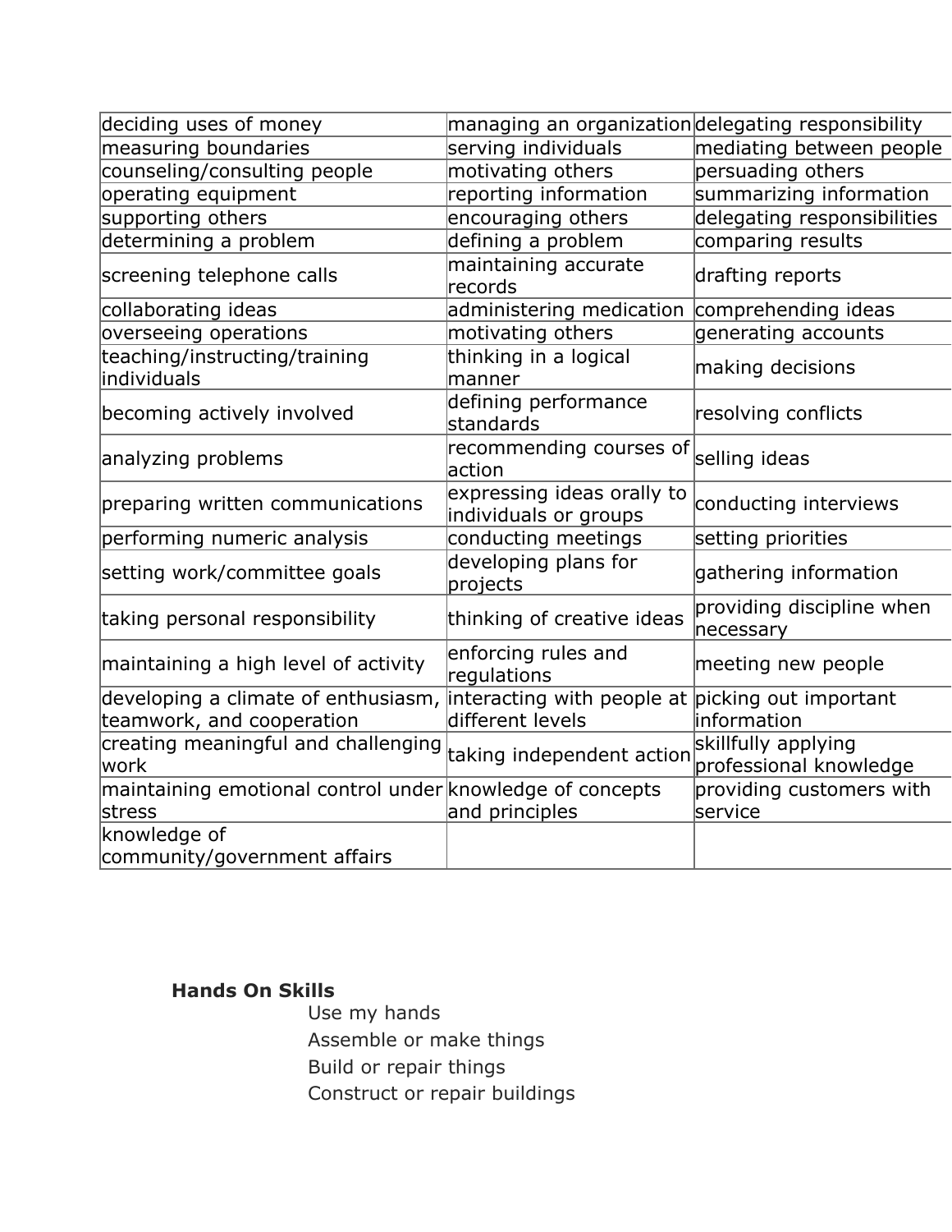| deciding uses of money | managing an organization | delegating responsibility |
|---|---|---|
| measuring boundaries | serving individuals | mediating between people |
| counseling/consulting people | motivating others | persuading others |
| operating equipment | reporting information | summarizing information |
| supporting others | encouraging others | delegating responsibilities |
| determining a problem | defining a problem | comparing results |
| screening telephone calls | maintaining accurate records | drafting reports |
| collaborating ideas | administering medication | comprehending ideas |
| overseeing operations | motivating others | generating accounts |
| teaching/instructing/training individuals | thinking in a logical manner | making decisions |
| becoming actively involved | defining performance standards | resolving conflicts |
| analyzing problems | recommending courses of action | selling ideas |
| preparing written communications | expressing ideas orally to individuals or groups | conducting interviews |
| performing numeric analysis | conducting meetings | setting priorities |
| setting work/committee goals | developing plans for projects | gathering information |
| taking personal responsibility | thinking of creative ideas | providing discipline when necessary |
| maintaining a high level of activity | enforcing rules and regulations | meeting new people |
| developing a climate of enthusiasm, teamwork, and cooperation | interacting with people at different levels | picking out important information |
| creating meaningful and challenging work | taking independent action | skillfully applying professional knowledge |
| maintaining emotional control under stress | knowledge of concepts and principles | providing customers with service |
| knowledge of community/government affairs | | |

**Hands On Skills**

Use my hands
Assemble or make things
Build or repair things
Construct or repair buildings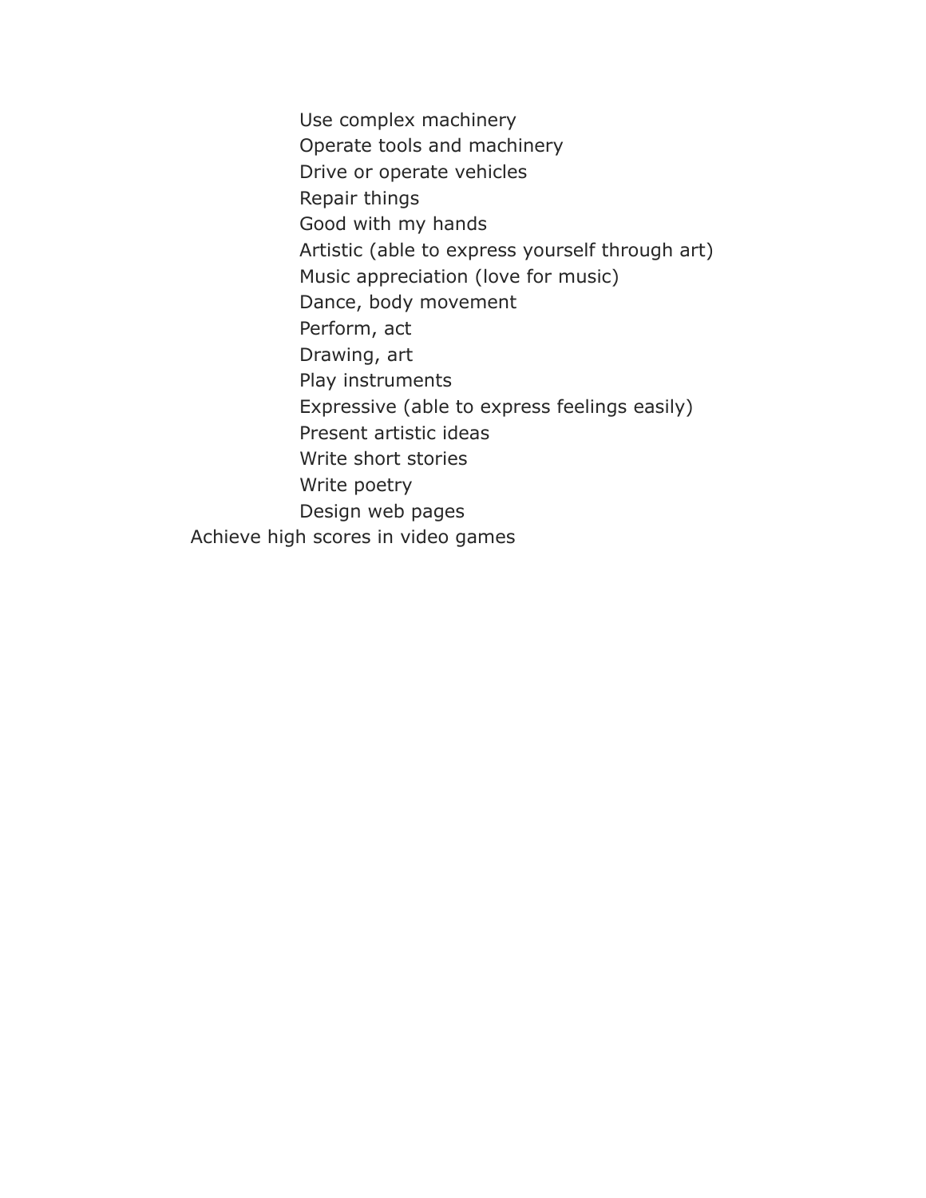Use complex machinery
Operate tools and machinery
Drive or operate vehicles
Repair things
Good with my hands
Artistic (able to express yourself through art)
Music appreciation (love for music)
Dance, body movement
Perform, act
Drawing, art
Play instruments
Expressive (able to express feelings easily)
Present artistic ideas
Write short stories
Write poetry
Design web pages
Achieve high scores in video games